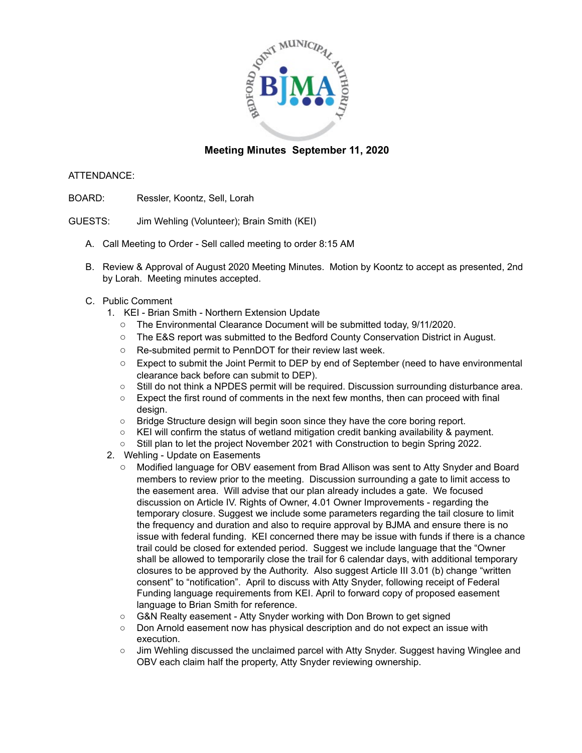# Meeting Minutes September 11, 2020

ATTENDANCE:

BOARD: Ressler, Koontz, Sell, Lorah

GUESTS: Jim Wehling (Volunteer); Brain Smith (KEI)

A. Call Meeting to Order - Sell called meeting to order 8:15 AM

B. Review & Approval of August 2020 Meeting Minutes. Motion by Koontz to accept as presented, 2nd by Lorah. Meeting minutes accepted.

C. Public Comment

1. KEI - Brian Smith - Northern Extension Update
   - The Environmental Clearance Document will be submitted today, 9/11/2020.
   - The E&S report was submitted to the Bedford County Conservation District in August.
   - Re-submited permit to PennDOT for their review last week.
   - Expect to submit the Joint Permit to DEP by end of September (need to have environmental clearance back before can submit to DEP).
   - Still do not think a NPDES permit will be required. Discussion surrounding disturbance area.
   - Expect the first round of comments in the next few months, then can proceed with final design.
   - Bridge Structure design will begin soon since they have the core boring report.
   - KEI will confirm the status of wetland mitigation credit banking availability & payment.
   - Still plan to let the project November 2021 with Construction to begin Spring 2022.
2. Wehling - Update on Easements
   - Modified language for OBV easement from Brad Allison was sent to Atty Snyder and Board members to review prior to the meeting. Discussion surrounding a gate to limit access to the easement area. Will advise that our plan already includes a gate. We focused discussion on Article IV. Rights of Owner, 4.01 Owner Improvements - regarding the temporary closure. Suggest we include some parameters regarding the tail closure to limit the frequency and duration and also to require approval by BJMA and ensure there is no issue with federal funding. KEI concerned there may be issue with funds if there is a chance trail could be closed for extended period. Suggest we include language that the "Owner shall be allowed to temporarily close the trail for 6 calendar days, with additional temporary closures to be approved by the Authority. Also suggest Article III 3.01 (b) change "written consent" to "notification". April to discuss with Atty Snyder, following receipt of Federal Funding language requirements from KEI. April to forward copy of proposed easement language to Brian Smith for reference.
   - G&N Realty easement - Atty Snyder working with Don Brown to get signed
   - Don Arnold easement now has physical description and do not expect an issue with execution.
   - Jim Wehling discussed the unclaimed parcel with Atty Snyder. Suggest having Winglee and OBV each claim half the property, Atty Snyder reviewing ownership.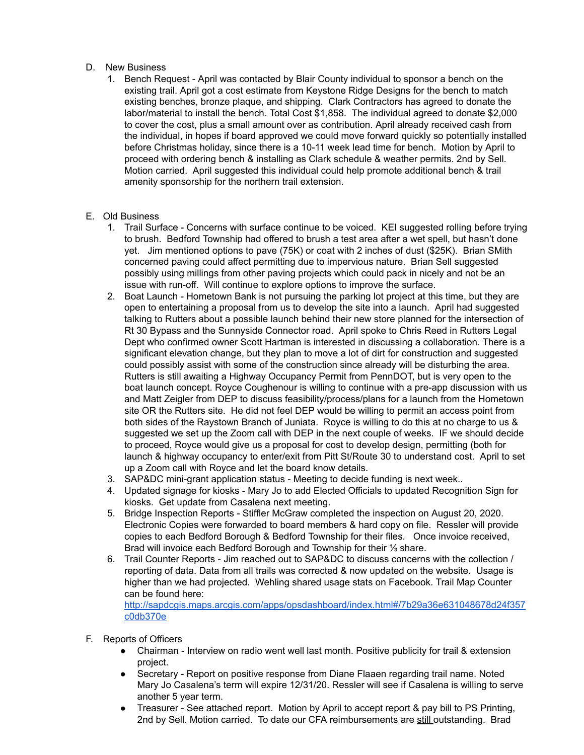D. New Business

1. Bench Request - April was contacted by Blair County individual to sponsor a bench on the existing trail. April got a cost estimate from Keystone Ridge Designs for the bench to match existing benches, bronze plaque, and shipping. Clark Contractors has agreed to donate the labor/material to install the bench. Total Cost $1,858. The individual agreed to donate $2,000 to cover the cost, plus a small amount over as contribution. April already received cash from the individual, in hopes if board approved we could move forward quickly so potentially installed before Christmas holiday, since there is a 10-11 week lead time for bench. Motion by April to proceed with ordering bench & installing as Clark schedule & weather permits. 2nd by Sell. Motion carried. April suggested this individual could help promote additional bench & trail amenity sponsorship for the northern trail extension.

E. Old Business

1. Trail Surface - Concerns with surface continue to be voiced. KEI suggested rolling before trying to brush. Bedford Township had offered to brush a test area after a wet spell, but hasn't done yet. Jim mentioned options to pave (75K) or coat with 2 inches of dust ($25K). Brian SMith concerned paving could affect permitting due to impervious nature. Brian Sell suggested possibly using millings from other paving projects which could pack in nicely and not be an issue with run-off. Will continue to explore options to improve the surface.
2. Boat Launch - Hometown Bank is not pursuing the parking lot project at this time, but they are open to entertaining a proposal from us to develop the site into a launch. April had suggested talking to Rutters about a possible launch behind their new store planned for the intersection of Rt 30 Bypass and the Sunnyside Connector road. April spoke to Chris Reed in Rutters Legal Dept who confirmed owner Scott Hartman is interested in discussing a collaboration. There is a significant elevation change, but they plan to move a lot of dirt for construction and suggested could possibly assist with some of the construction since already will be disturbing the area. Rutters is still awaiting a Highway Occupancy Permit from PennDOT, but is very open to the boat launch concept. Royce Coughenour is willing to continue with a pre-app discussion with us and Matt Zeigler from DEP to discuss feasibility/process/plans for a launch from the Hometown site OR the Rutters site. He did not feel DEP would be willing to permit an access point from both sides of the Raystown Branch of Juniata. Royce is willing to do this at no charge to us & suggested we set up the Zoom call with DEP in the next couple of weeks. IF we should decide to proceed, Royce would give us a proposal for cost to develop design, permitting (both for launch & highway occupancy to enter/exit from Pitt St/Route 30 to understand cost. April to set up a Zoom call with Royce and let the board know details.
3. SAP&DC mini-grant application status - Meeting to decide funding is next week..
4. Updated signage for kiosks - Mary Jo to add Elected Officials to updated Recognition Sign for kiosks. Get update from Casalena next meeting.
5. Bridge Inspection Reports - Stiffler McGraw completed the inspection on August 20, 2020. Electronic Copies were forwarded to board members & hard copy on file. Ressler will provide copies to each Bedford Borough & Bedford Township for their files. Once invoice received, Brad will invoice each Bedford Borough and Township for their ⅓ share.
6. Trail Counter Reports - Jim reached out to SAP&DC to discuss concerns with the collection / reporting of data. Data from all trails was corrected & now updated on the website. Usage is higher than we had projected. Wehling shared usage stats on Facebook. Trail Map Counter can be found here: [http://sapdcgis.maps.arcgis.com/apps/opsdashboard/index.html#/7b29a36e631048678d24f357c0db370e](http://sapdcgis.maps.arcgis.com/apps/opsdashboard/index.html#/7b29a36e631048678d24f357c0db370e)

F. Reports of Officers

- Chairman - Interview on radio went well last month. Positive publicity for trail & extension project.
- Secretary - Report on positive response from Diane Flaaen regarding trail name. Noted Mary Jo Casalena's term will expire 12/31/20. Ressler will see if Casalena is willing to serve another 5 year term.
- Treasurer - See attached report. Motion by April to accept report & pay bill to PS Printing, 2nd by Sell. Motion carried. To date our CFA reimbursements are <u>still</u> outstanding. Brad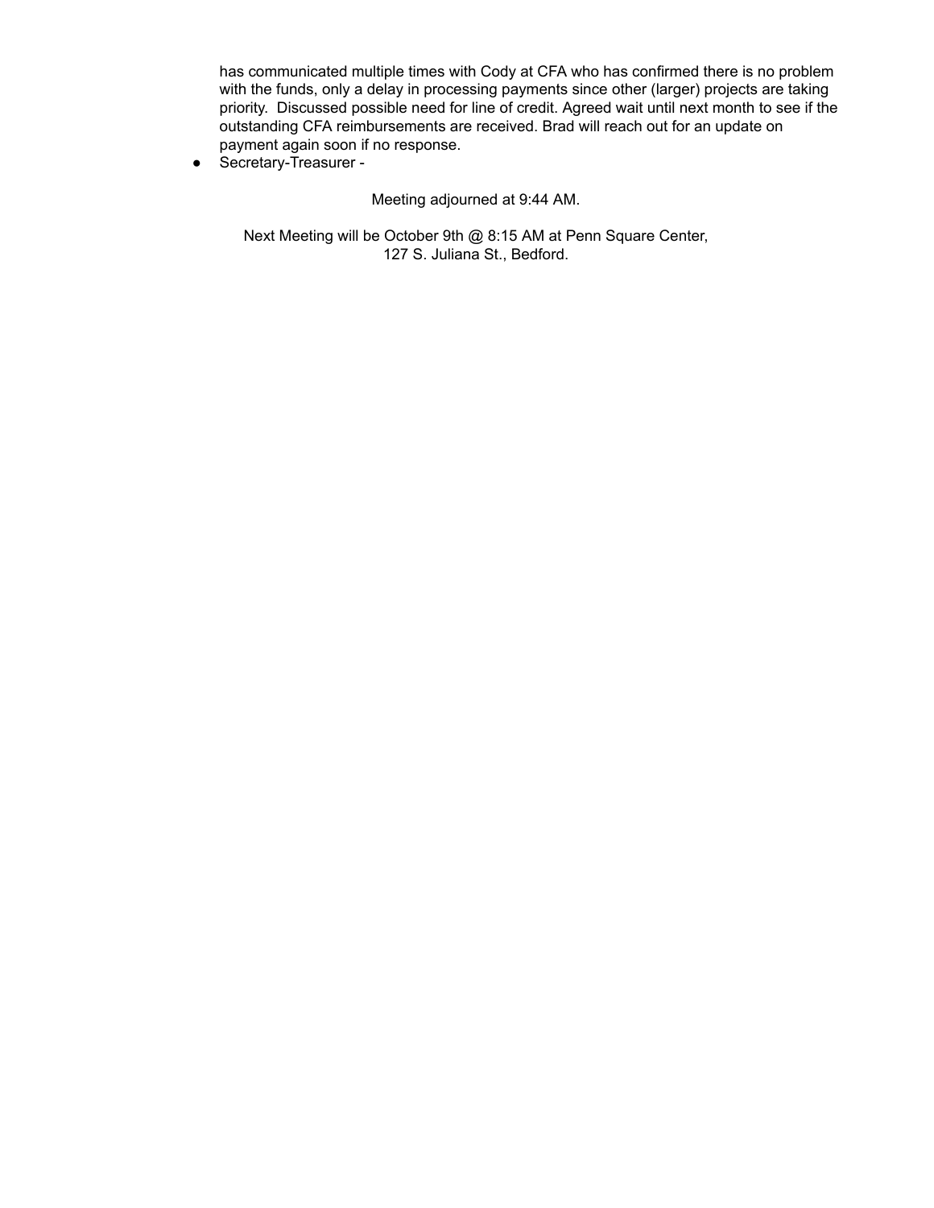has communicated multiple times with Cody at CFA who has confirmed there is no problem with the funds, only a delay in processing payments since other (larger) projects are taking priority. Discussed possible need for line of credit. Agreed wait until next month to see if the outstanding CFA reimbursements are received. Brad will reach out for an update on payment again soon if no response.

- Secretary-Treasurer -

Meeting adjourned at 9:44 AM.

Next Meeting will be October 9th @ 8:15 AM at Penn Square Center, 127 S. Juliana St., Bedford.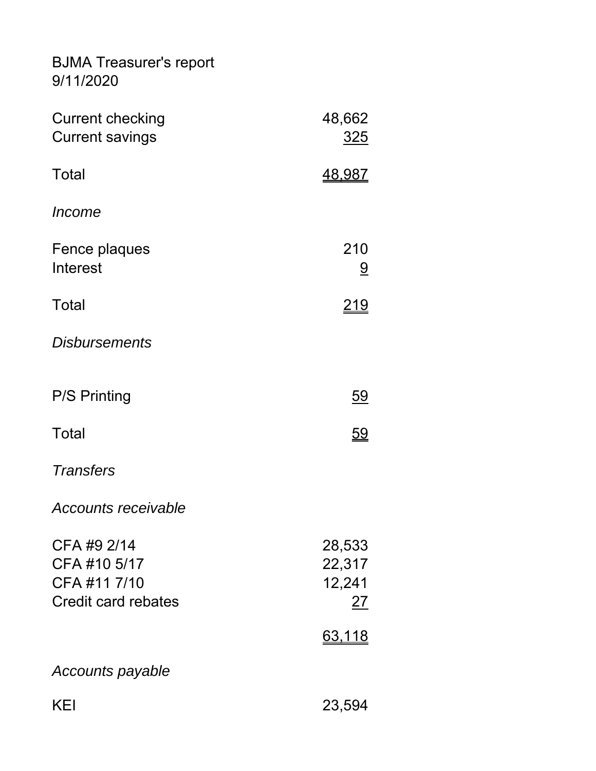BJMA Treasurer's report
9/11/2020

| | |
|---|---|
| Current checking | 48,662 |
| Current savings | 325 |
| Total | 48,987 |
| *Income* | |
| Fence plaques | 210 |
| Interest | 9 |
| Total | 219 |
| *Disbursements* | |
| P/S Printing | 59 |
| Total | 59 |
| *Transfers* | |
| *Accounts receivable* | |
| CFA #9 2/14 | 28,533 |
| CFA #10 5/17 | 22,317 |
| CFA #11 7/10 | 12,241 |
| Credit card rebates | 27 |
| | 63,118 |
| *Accounts payable* | |
| KEI | 23,594 |